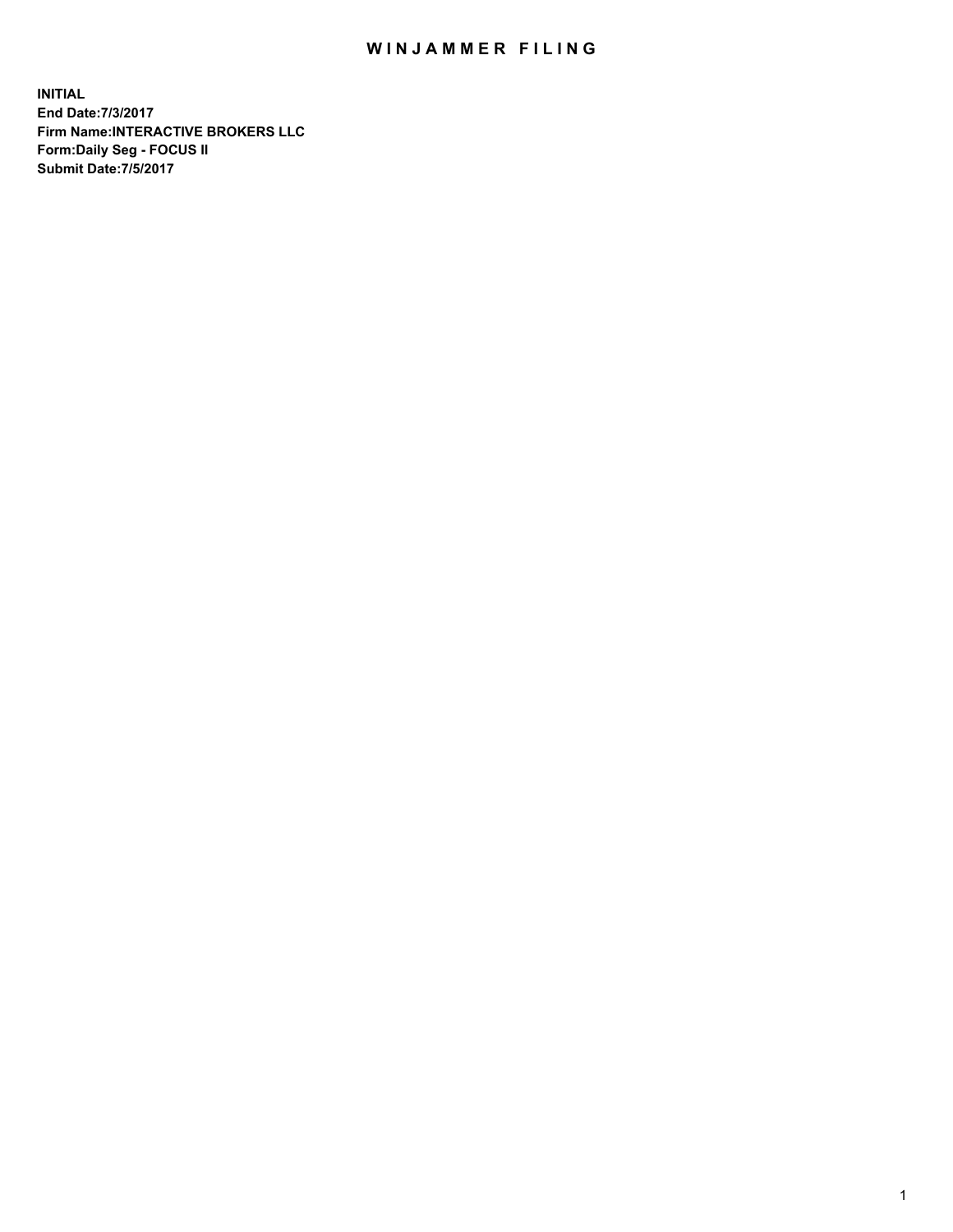# WINJAMMER FILING

**INITIAL**
**End Date:7/3/2017**
**Firm Name:INTERACTIVE BROKERS LLC**
**Form:Daily Seg - FOCUS II**
**Submit Date:7/5/2017**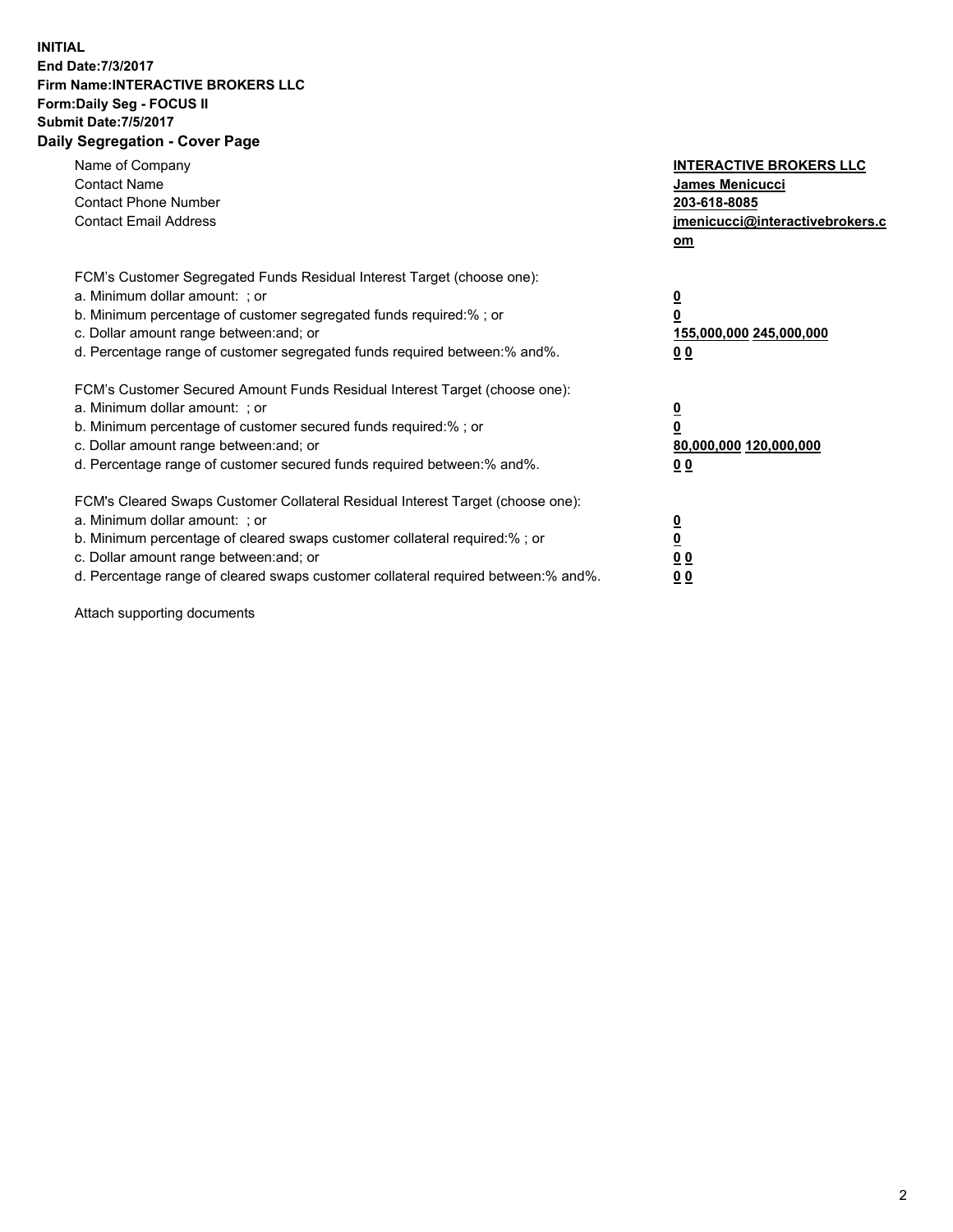**INITIAL**
**End Date:7/3/2017**
**Firm Name:INTERACTIVE BROKERS LLC**
**Form:Daily Seg - FOCUS II**
**Submit Date:7/5/2017**

## Daily Segregation - Cover Page

| | |
|---|---|
| Name of Company | **INTERACTIVE BROKERS LLC** |
| Contact Name | **James Menicucci** |
| Contact Phone Number | **203-618-8085** |
| Contact Email Address | **jmenicucci@interactivebrokers.com** |

| | |
|---|---|
| FCM's Customer Segregated Funds Residual Interest Target (choose one): | |
| a. Minimum dollar amount: ; or | **0** |
| b. Minimum percentage of customer segregated funds required:% ; or | **0** |
| c. Dollar amount range between:and; or | **155,000,000 245,000,000** |
| d. Percentage range of customer segregated funds required between:% and%. | **0 0** |

| | |
|---|---|
| FCM's Customer Secured Amount Funds Residual Interest Target (choose one): | |
| a. Minimum dollar amount: ; or | **0** |
| b. Minimum percentage of customer secured funds required:% ; or | **0** |
| c. Dollar amount range between:and; or | **80,000,000 120,000,000** |
| d. Percentage range of customer secured funds required between:% and%. | **0 0** |

| | |
|---|---|
| FCM's Cleared Swaps Customer Collateral Residual Interest Target (choose one): | |
| a. Minimum dollar amount: ; or | **0** |
| b. Minimum percentage of cleared swaps customer collateral required:% ; or | **0** |
| c. Dollar amount range between:and; or | **0 0** |
| d. Percentage range of cleared swaps customer collateral required between:% and%. | **0 0** |

Attach supporting documents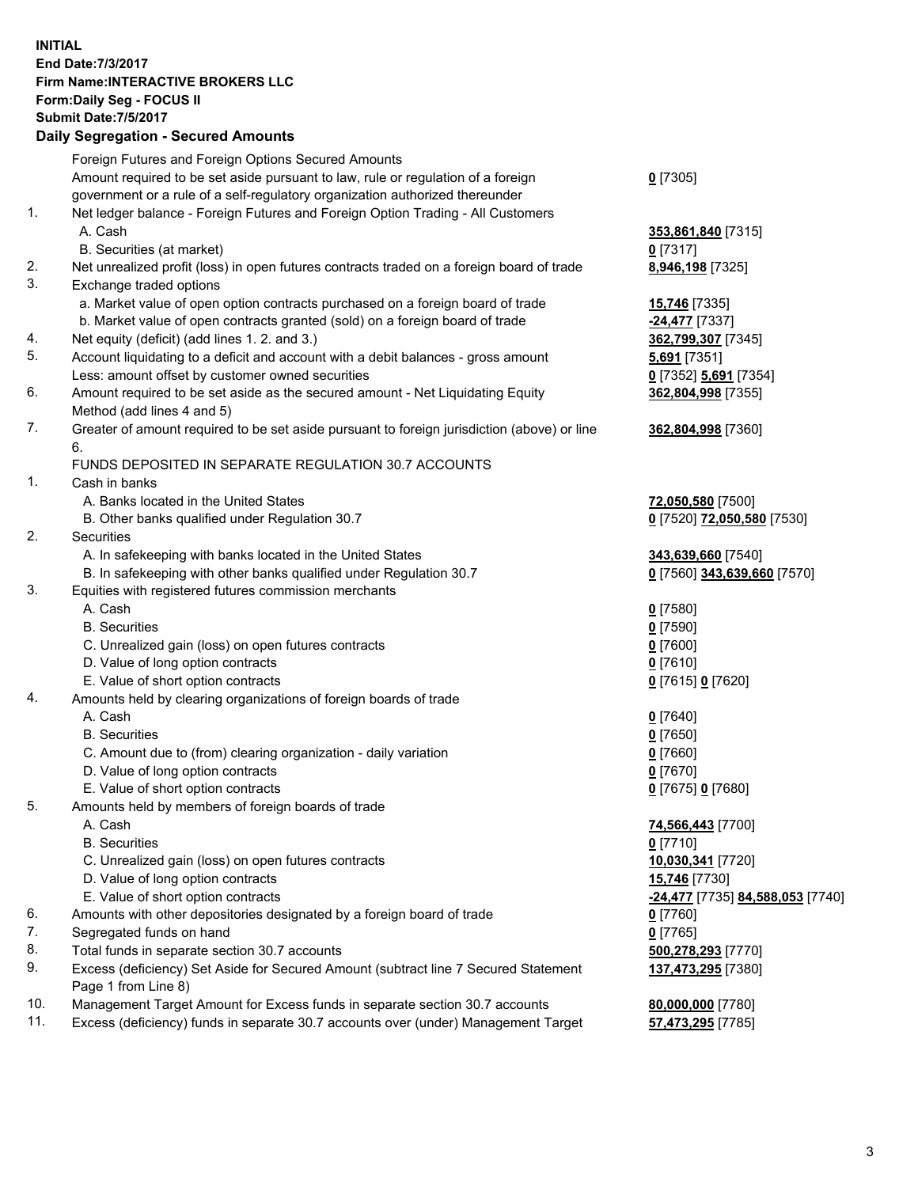**INITIAL**
**End Date:7/3/2017**
**Firm Name:INTERACTIVE BROKERS LLC**
**Form:Daily Seg - FOCUS II**
**Submit Date:7/5/2017**
**Daily Segregation - Secured Amounts**

| | | |
|---|---|---|
| | Foreign Futures and Foreign Options Secured Amounts | |
| | Amount required to be set aside pursuant to law, rule or regulation of a foreign government or a rule of a self-regulatory organization authorized thereunder | **0** [7305] |
| 1. | Net ledger balance - Foreign Futures and Foreign Option Trading - All Customers | |
| | A. Cash | **353,861,840** [7315] |
| | B. Securities (at market) | **0** [7317] |
| 2. | Net unrealized profit (loss) in open futures contracts traded on a foreign board of trade | **8,946,198** [7325] |
| 3. | Exchange traded options | |
| | a. Market value of open option contracts purchased on a foreign board of trade | **15,746** [7335] |
| | b. Market value of open contracts granted (sold) on a foreign board of trade | **-24,477** [7337] |
| 4. | Net equity (deficit) (add lines 1. 2. and 3.) | **362,799,307** [7345] |
| 5. | Account liquidating to a deficit and account with a debit balances - gross amount | **5,691** [7351] |
| | Less: amount offset by customer owned securities | **0** [7352] **5,691** [7354] |
| 6. | Amount required to be set aside as the secured amount - Net Liquidating Equity Method (add lines 4 and 5) | **362,804,998** [7355] |
| 7. | Greater of amount required to be set aside pursuant to foreign jurisdiction (above) or line 6. | **362,804,998** [7360] |
| | FUNDS DEPOSITED IN SEPARATE REGULATION 30.7 ACCOUNTS | |
| 1. | Cash in banks | |
| | A. Banks located in the United States | **72,050,580** [7500] |
| | B. Other banks qualified under Regulation 30.7 | **0** [7520] **72,050,580** [7530] |
| 2. | Securities | |
| | A. In safekeeping with banks located in the United States | **343,639,660** [7540] |
| | B. In safekeeping with other banks qualified under Regulation 30.7 | **0** [7560] **343,639,660** [7570] |
| 3. | Equities with registered futures commission merchants | |
| | A. Cash | **0** [7580] |
| | B. Securities | **0** [7590] |
| | C. Unrealized gain (loss) on open futures contracts | **0** [7600] |
| | D. Value of long option contracts | **0** [7610] |
| | E. Value of short option contracts | **0** [7615] **0** [7620] |
| 4. | Amounts held by clearing organizations of foreign boards of trade | |
| | A. Cash | **0** [7640] |
| | B. Securities | **0** [7650] |
| | C. Amount due to (from) clearing organization - daily variation | **0** [7660] |
| | D. Value of long option contracts | **0** [7670] |
| | E. Value of short option contracts | **0** [7675] **0** [7680] |
| 5. | Amounts held by members of foreign boards of trade | |
| | A. Cash | **74,566,443** [7700] |
| | B. Securities | **0** [7710] |
| | C. Unrealized gain (loss) on open futures contracts | **10,030,341** [7720] |
| | D. Value of long option contracts | **15,746** [7730] |
| | E. Value of short option contracts | **-24,477** [7735] **84,588,053** [7740] |
| 6. | Amounts with other depositories designated by a foreign board of trade | **0** [7760] |
| 7. | Segregated funds on hand | **0** [7765] |
| 8. | Total funds in separate section 30.7 accounts | **500,278,293** [7770] |
| 9. | Excess (deficiency) Set Aside for Secured Amount (subtract line 7 Secured Statement Page 1 from Line 8) | **137,473,295** [7380] |
| 10. | Management Target Amount for Excess funds in separate section 30.7 accounts | **80,000,000** [7780] |
| 11. | Excess (deficiency) funds in separate 30.7 accounts over (under) Management Target | **57,473,295** [7785] |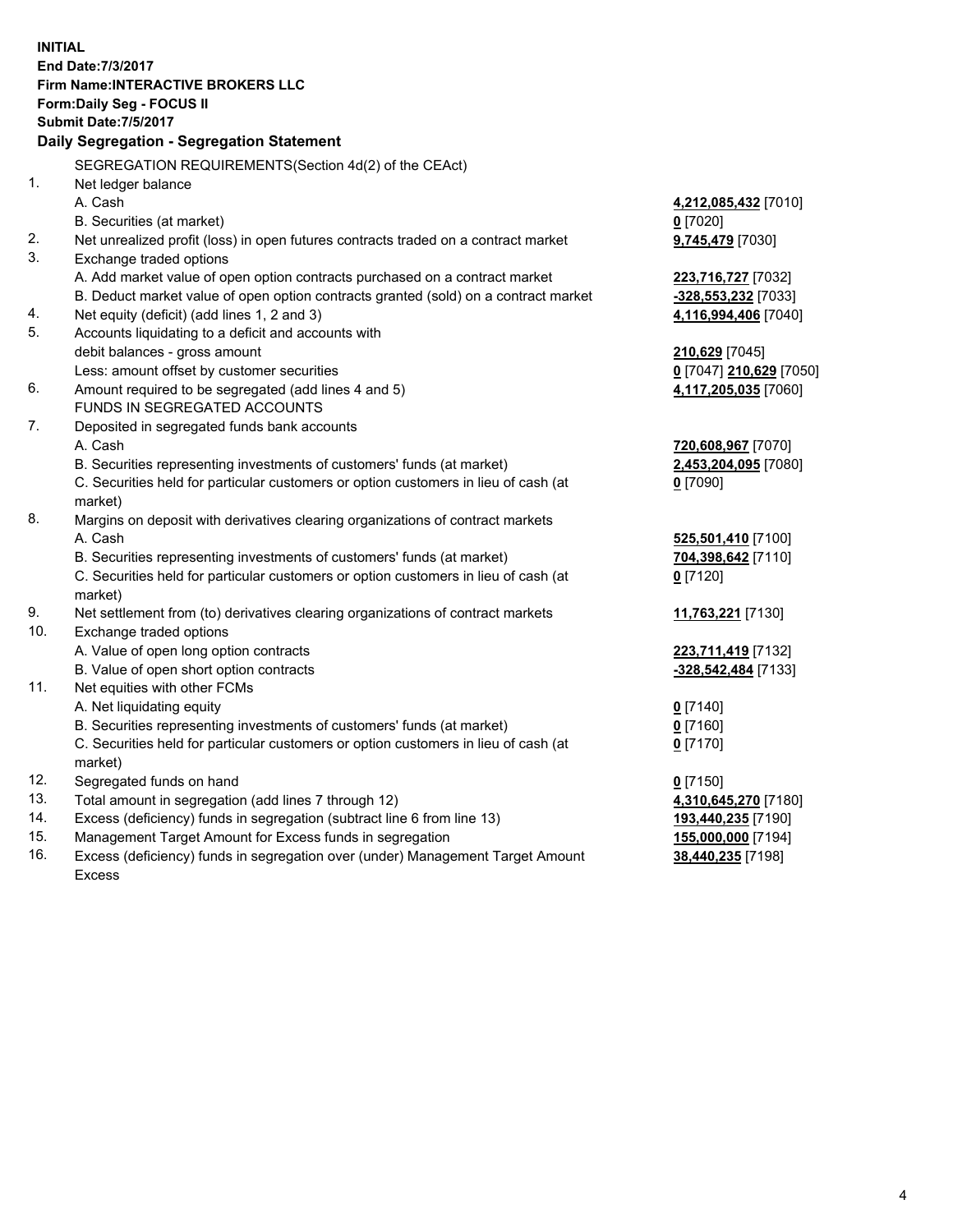**INITIAL**
**End Date:7/3/2017**
**Firm Name:INTERACTIVE BROKERS LLC**
**Form:Daily Seg - FOCUS II**
**Submit Date:7/5/2017**

## Daily Segregation - Segregation Statement

| | | |
|---|---|---|
| | SEGREGATION REQUIREMENTS(Section 4d(2) of the CEAct) | |
| 1. | Net ledger balance | |
| | A. Cash | 4,212,085,432 [7010] |
| | B. Securities (at market) | 0 [7020] |
| 2. | Net unrealized profit (loss) in open futures contracts traded on a contract market | 9,745,479 [7030] |
| 3. | Exchange traded options | |
| | A. Add market value of open option contracts purchased on a contract market | 223,716,727 [7032] |
| | B. Deduct market value of open option contracts granted (sold) on a contract market | -328,553,232 [7033] |
| 4. | Net equity (deficit) (add lines 1, 2 and 3) | 4,116,994,406 [7040] |
| 5. | Accounts liquidating to a deficit and accounts with | |
| | debit balances - gross amount | 210,629 [7045] |
| | Less: amount offset by customer securities | 0 [7047] 210,629 [7050] |
| 6. | Amount required to be segregated (add lines 4 and 5) | 4,117,205,035 [7060] |
| | FUNDS IN SEGREGATED ACCOUNTS | |
| 7. | Deposited in segregated funds bank accounts | |
| | A. Cash | 720,608,967 [7070] |
| | B. Securities representing investments of customers' funds (at market) | 2,453,204,095 [7080] |
| | C. Securities held for particular customers or option customers in lieu of cash (at market) | 0 [7090] |
| 8. | Margins on deposit with derivatives clearing organizations of contract markets | |
| | A. Cash | 525,501,410 [7100] |
| | B. Securities representing investments of customers' funds (at market) | 704,398,642 [7110] |
| | C. Securities held for particular customers or option customers in lieu of cash (at market) | 0 [7120] |
| 9. | Net settlement from (to) derivatives clearing organizations of contract markets | 11,763,221 [7130] |
| 10. | Exchange traded options | |
| | A. Value of open long option contracts | 223,711,419 [7132] |
| | B. Value of open short option contracts | -328,542,484 [7133] |
| 11. | Net equities with other FCMs | |
| | A. Net liquidating equity | 0 [7140] |
| | B. Securities representing investments of customers' funds (at market) | 0 [7160] |
| | C. Securities held for particular customers or option customers in lieu of cash (at market) | 0 [7170] |
| 12. | Segregated funds on hand | 0 [7150] |
| 13. | Total amount in segregation (add lines 7 through 12) | 4,310,645,270 [7180] |
| 14. | Excess (deficiency) funds in segregation (subtract line 6 from line 13) | 193,440,235 [7190] |
| 15. | Management Target Amount for Excess funds in segregation | 155,000,000 [7194] |
| 16. | Excess (deficiency) funds in segregation over (under) Management Target Amount Excess | 38,440,235 [7198] |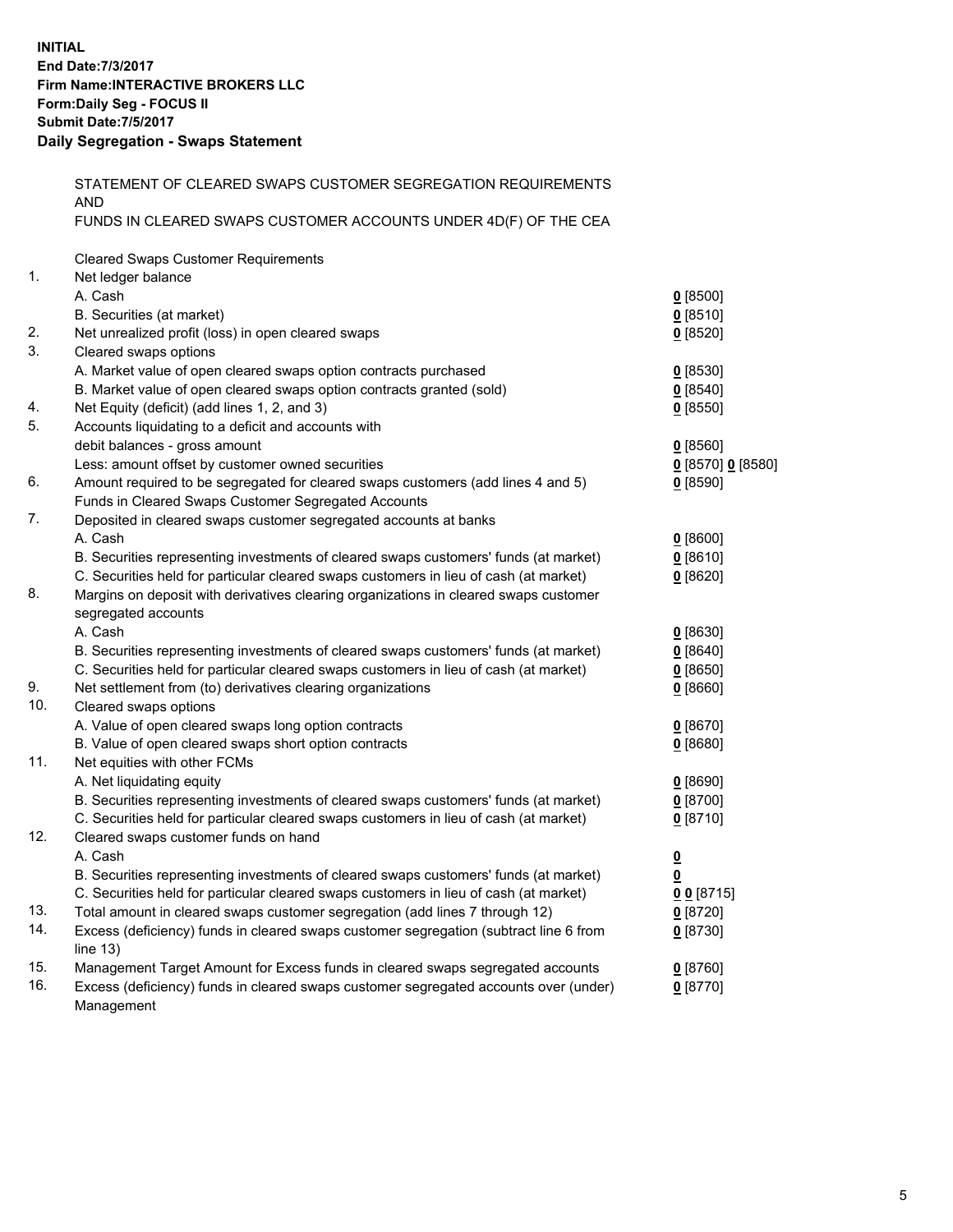**INITIAL**
**End Date:7/3/2017**
**Firm Name:INTERACTIVE BROKERS LLC**
**Form:Daily Seg - FOCUS II**
**Submit Date:7/5/2017**
**Daily Segregation - Swaps Statement**

STATEMENT OF CLEARED SWAPS CUSTOMER SEGREGATION REQUIREMENTS AND FUNDS IN CLEARED SWAPS CUSTOMER ACCOUNTS UNDER 4D(F) OF THE CEA

| | | |
|---|---|---|
| | Cleared Swaps Customer Requirements | |
| 1. | Net ledger balance | |
| | A. Cash | 0 [8500] |
| | B. Securities (at market) | 0 [8510] |
| 2. | Net unrealized profit (loss) in open cleared swaps | 0 [8520] |
| 3. | Cleared swaps options | |
| | A. Market value of open cleared swaps option contracts purchased | 0 [8530] |
| | B. Market value of open cleared swaps option contracts granted (sold) | 0 [8540] |
| 4. | Net Equity (deficit) (add lines 1, 2, and 3) | 0 [8550] |
| 5. | Accounts liquidating to a deficit and accounts with | |
| | debit balances - gross amount | 0 [8560] |
| | Less: amount offset by customer owned securities | 0 [8570] 0 [8580] |
| 6. | Amount required to be segregated for cleared swaps customers (add lines 4 and 5) | 0 [8590] |
| | Funds in Cleared Swaps Customer Segregated Accounts | |
| 7. | Deposited in cleared swaps customer segregated accounts at banks | |
| | A. Cash | 0 [8600] |
| | B. Securities representing investments of cleared swaps customers' funds (at market) | 0 [8610] |
| | C. Securities held for particular cleared swaps customers in lieu of cash (at market) | 0 [8620] |
| 8. | Margins on deposit with derivatives clearing organizations in cleared swaps customer segregated accounts | |
| | A. Cash | 0 [8630] |
| | B. Securities representing investments of cleared swaps customers' funds (at market) | 0 [8640] |
| | C. Securities held for particular cleared swaps customers in lieu of cash (at market) | 0 [8650] |
| 9. | Net settlement from (to) derivatives clearing organizations | 0 [8660] |
| 10. | Cleared swaps options | |
| | A. Value of open cleared swaps long option contracts | 0 [8670] |
| | B. Value of open cleared swaps short option contracts | 0 [8680] |
| 11. | Net equities with other FCMs | |
| | A. Net liquidating equity | 0 [8690] |
| | B. Securities representing investments of cleared swaps customers' funds (at market) | 0 [8700] |
| | C. Securities held for particular cleared swaps customers in lieu of cash (at market) | 0 [8710] |
| 12. | Cleared swaps customer funds on hand | |
| | A. Cash | 0 |
| | B. Securities representing investments of cleared swaps customers' funds (at market) | 0 |
| | C. Securities held for particular cleared swaps customers in lieu of cash (at market) | 0 0 [8715] |
| 13. | Total amount in cleared swaps customer segregation (add lines 7 through 12) | 0 [8720] |
| 14. | Excess (deficiency) funds in cleared swaps customer segregation (subtract line 6 from line 13) | 0 [8730] |
| 15. | Management Target Amount for Excess funds in cleared swaps segregated accounts | 0 [8760] |
| 16. | Excess (deficiency) funds in cleared swaps customer segregated accounts over (under) Management | 0 [8770] |